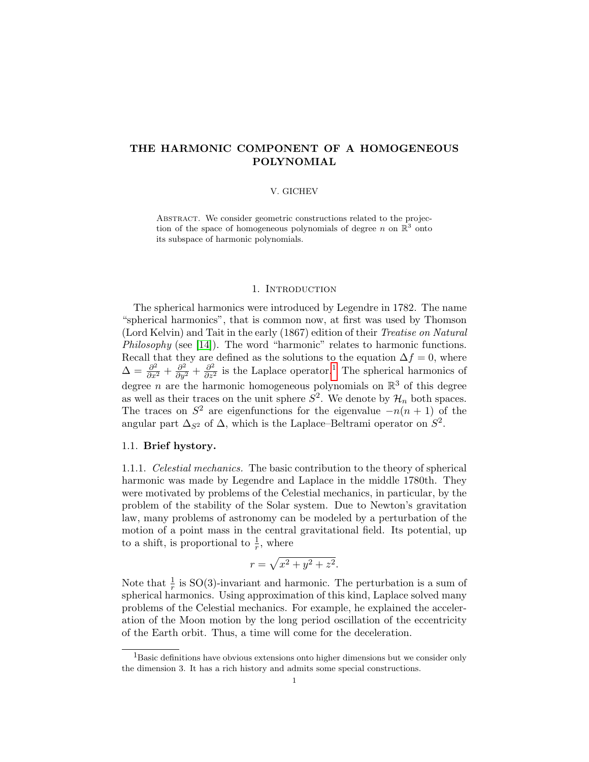# THE HARMONIC COMPONENT OF A HOMOGENEOUS POLYNOMIAL

V. GICHEV

Abstract. We consider geometric constructions related to the projection of the space of homogeneous polynomials of degree $n$ on $\mathbb{R}^3$ onto its subspace of harmonic polynomials.

## 1. Introduction

The spherical harmonics were introduced by Legendre in 1782. The name "spherical harmonics", that is common now, at first was used by Thomson (Lord Kelvin) and Tait in the early (1867) edition of their *Treatise on Natural Philosophy* (see [14]). The word "harmonic" relates to harmonic functions. Recall that they are defined as the solutions to the equation $\Delta f = 0$, where $\Delta = \frac{\partial^2}{\partial x^2} + \frac{\partial^2}{\partial y^2} + \frac{\partial^2}{\partial z^2}$ is the Laplace operator.[1] The spherical harmonics of degree $n$ are the harmonic homogeneous polynomials on $\mathbb{R}^3$ of this degree as well as their traces on the unit sphere $S^2$. We denote by $\mathcal{H}_n$ both spaces. The traces on $S^2$ are eigenfunctions for the eigenvalue $-n(n+1)$ of the angular part $\Delta_{S^2}$ of $\Delta$, which is the Laplace–Beltrami operator on $S^2$.

### 1.1. Brief hystory.

1.1.1. *Celestial mechanics.* The basic contribution to the theory of spherical harmonic was made by Legendre and Laplace in the middle 1780th. They were motivated by problems of the Celestial mechanics, in particular, by the problem of the stability of the Solar system. Due to Newton's gravitation law, many problems of astronomy can be modeled by a perturbation of the motion of a point mass in the central gravitational field. Its potential, up to a shift, is proportional to $\frac{1}{r}$, where

$$r = \sqrt{x^2 + y^2 + z^2}.$$

Note that $\frac{1}{r}$ is SO(3)-invariant and harmonic. The perturbation is a sum of spherical harmonics. Using approximation of this kind, Laplace solved many problems of the Celestial mechanics. For example, he explained the acceleration of the Moon motion by the long period oscillation of the eccentricity of the Earth orbit. Thus, a time will come for the deceleration.

[1] Basic definitions have obvious extensions onto higher dimensions but we consider only the dimension 3. It has a rich history and admits some special constructions.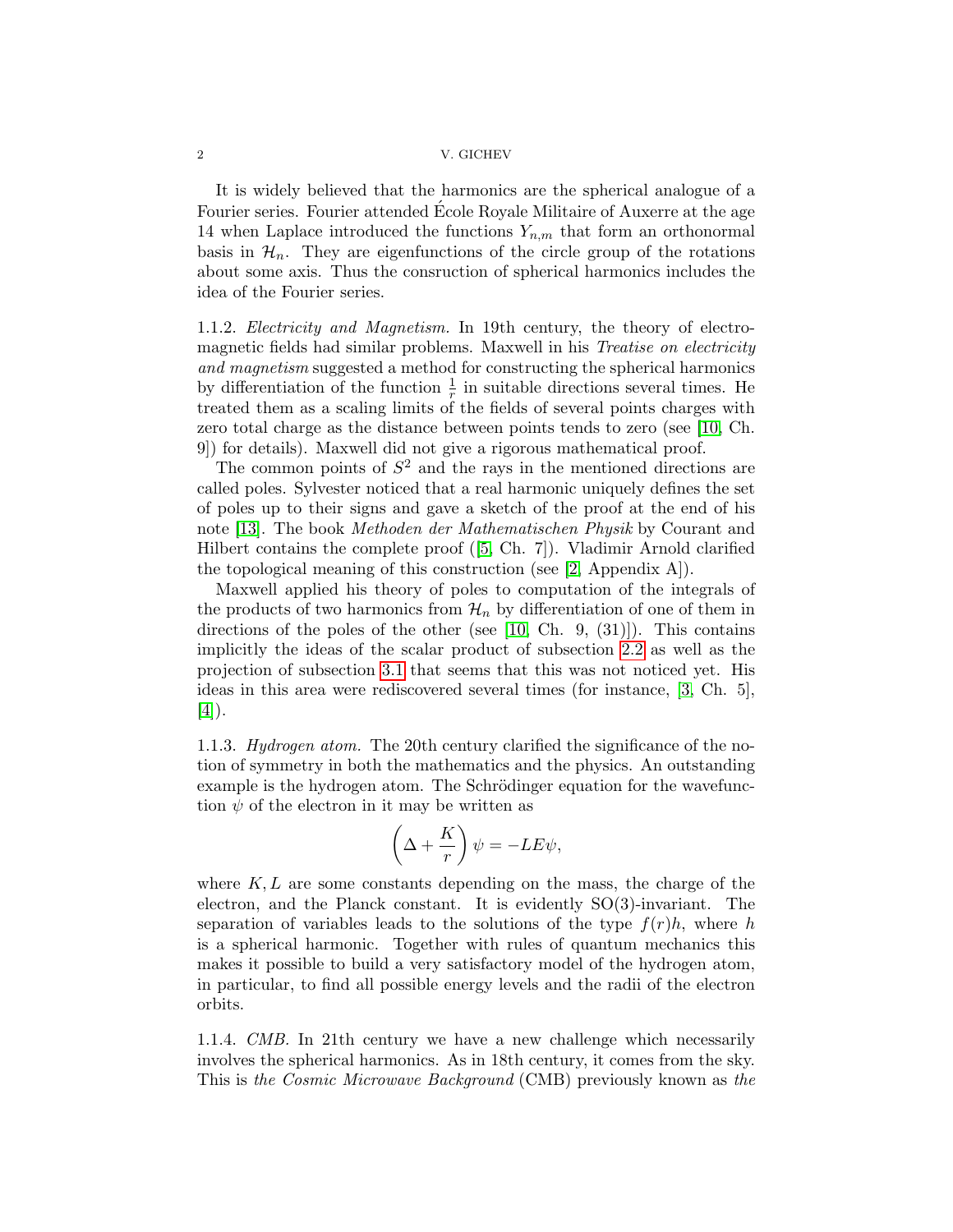It is widely believed that the harmonics are the spherical analogue of a Fourier series. Fourier attended École Royale Militaire of Auxerre at the age 14 when Laplace introduced the functions $Y_{n,m}$ that form an orthonormal basis in $\mathcal{H}_n$. They are eigenfunctions of the circle group of the rotations about some axis. Thus the consruction of spherical harmonics includes the idea of the Fourier series.

1.1.2. *Electricity and Magnetism.* In 19th century, the theory of electromagnetic fields had similar problems. Maxwell in his *Treatise on electricity and magnetism* suggested a method for constructing the spherical harmonics by differentiation of the function $\frac{1}{r}$ in suitable directions several times. He treated them as a scaling limits of the fields of several points charges with zero total charge as the distance between points tends to zero (see [10, Ch. 9]) for details). Maxwell did not give a rigorous mathematical proof.

The common points of $S^2$ and the rays in the mentioned directions are called poles. Sylvester noticed that a real harmonic uniquely defines the set of poles up to their signs and gave a sketch of the proof at the end of his note [13]. The book *Methoden der Mathematischen Physik* by Courant and Hilbert contains the complete proof ([5, Ch. 7]). Vladimir Arnold clarified the topological meaning of this construction (see [2, Appendix A]).

Maxwell applied his theory of poles to computation of the integrals of the products of two harmonics from $\mathcal{H}_n$ by differentiation of one of them in directions of the poles of the other (see [10, Ch. 9, (31)]). This contains implicitly the ideas of the scalar product of subsection 2.2 as well as the projection of subsection 3.1 that seems that this was not noticed yet. His ideas in this area were rediscovered several times (for instance, [3, Ch. 5], [4]).

1.1.3. *Hydrogen atom.* The 20th century clarified the significance of the notion of symmetry in both the mathematics and the physics. An outstanding example is the hydrogen atom. The Schrödinger equation for the wavefunction $\psi$ of the electron in it may be written as

$$\left(\Delta + \frac{K}{r}\right)\psi = -LE\psi,$$

where $K, L$ are some constants depending on the mass, the charge of the electron, and the Planck constant. It is evidently SO(3)-invariant. The separation of variables leads to the solutions of the type $f(r)h$, where $h$ is a spherical harmonic. Together with rules of quantum mechanics this makes it possible to build a very satisfactory model of the hydrogen atom, in particular, to find all possible energy levels and the radii of the electron orbits.

1.1.4. *CMB.* In 21th century we have a new challenge which necessarily involves the spherical harmonics. As in 18th century, it comes from the sky. This is *the Cosmic Microwave Background* (CMB) previously known as *the*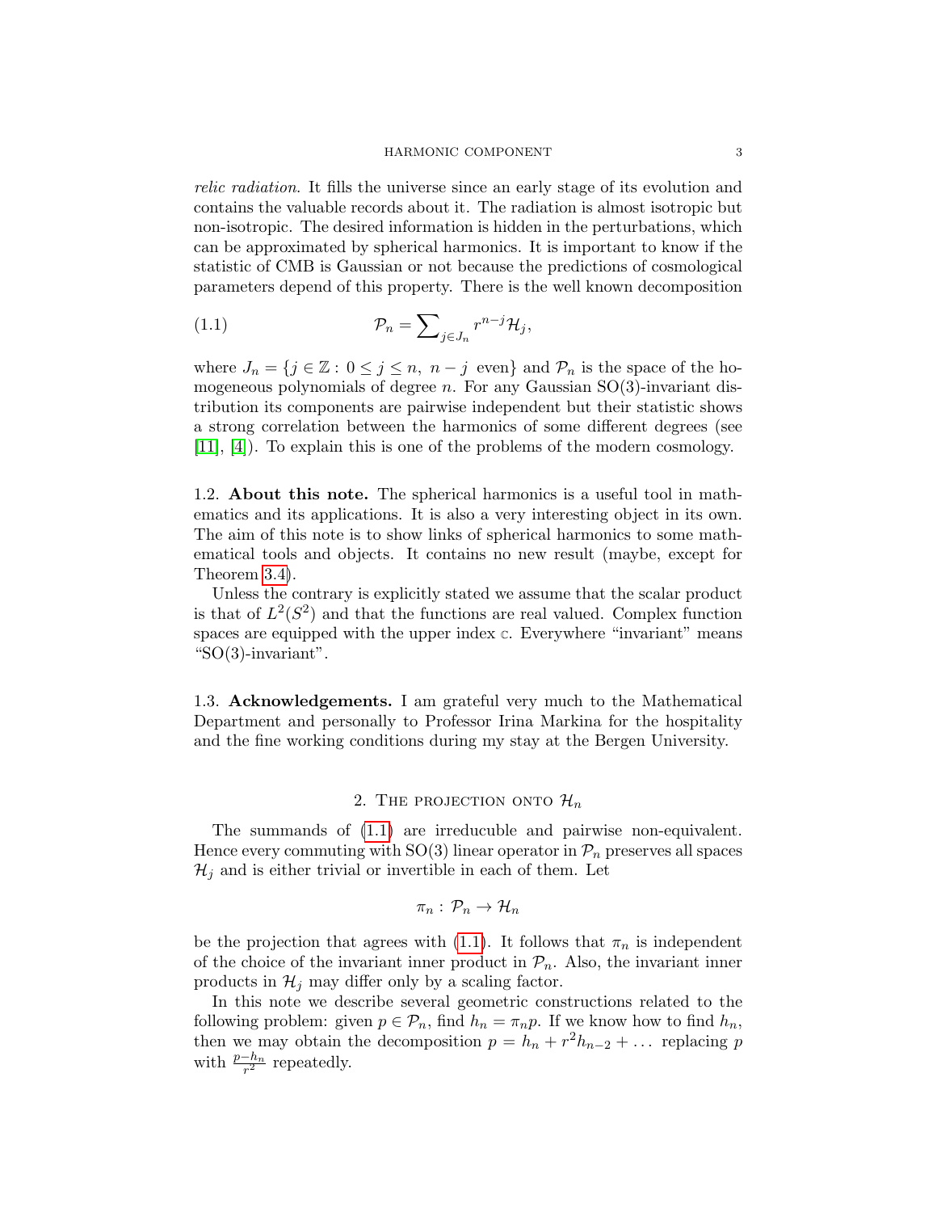*relic radiation*. It fills the universe since an early stage of its evolution and contains the valuable records about it. The radiation is almost isotropic but non-isotropic. The desired information is hidden in the perturbations, which can be approximated by spherical harmonics. It is important to know if the statistic of CMB is Gaussian or not because the predictions of cosmological parameters depend of this property. There is the well known decomposition

$$\mathcal{P}_n = \sum\nolimits_{j \in J_n} r^{n-j} \mathcal{H}_j, \tag{1.1}$$

where $J_n = \{j \in \mathbb{Z} : 0 \le j \le n,\ n - j \text{ even}\}$ and $\mathcal{P}_n$ is the space of the homogeneous polynomials of degree $n$. For any Gaussian SO(3)-invariant distribution its components are pairwise independent but their statistic shows a strong correlation between the harmonics of some different degrees (see [11], [4]). To explain this is one of the problems of the modern cosmology.

1.2. **About this note.** The spherical harmonics is a useful tool in mathematics and its applications. It is also a very interesting object in its own. The aim of this note is to show links of spherical harmonics to some mathematical tools and objects. It contains no new result (maybe, except for Theorem 3.4).

Unless the contrary is explicitly stated we assume that the scalar product is that of $L^2(S^2)$ and that the functions are real valued. Complex function spaces are equipped with the upper index $\mathbb{c}$. Everywhere "invariant" means "SO(3)-invariant".

1.3. **Acknowledgements.** I am grateful very much to the Mathematical Department and personally to Professor Irina Markina for the hospitality and the fine working conditions during my stay at the Bergen University.

## 2. The projection onto $\mathcal{H}_n$

The summands of (1.1) are irreducible and pairwise non-equivalent. Hence every commuting with SO(3) linear operator in $\mathcal{P}_n$ preserves all spaces $\mathcal{H}_j$ and is either trivial or invertible in each of them. Let

$$\pi_n : \mathcal{P}_n \to \mathcal{H}_n$$

be the projection that agrees with (1.1). It follows that $\pi_n$ is independent of the choice of the invariant inner product in $\mathcal{P}_n$. Also, the invariant inner products in $\mathcal{H}_j$ may differ only by a scaling factor.

In this note we describe several geometric constructions related to the following problem: given $p \in \mathcal{P}_n$, find $h_n = \pi_n p$. If we know how to find $h_n$, then we may obtain the decomposition $p = h_n + r^2 h_{n-2} + \dots$ replacing $p$ with $\frac{p - h_n}{r^2}$ repeatedly.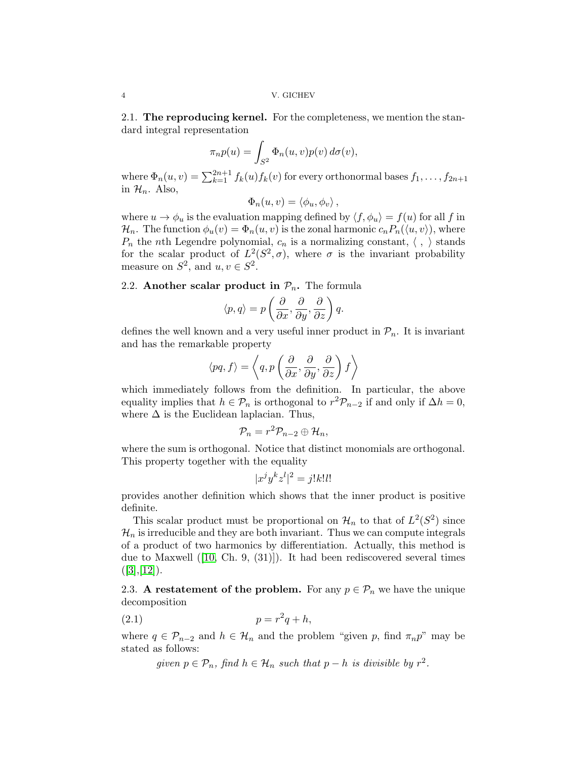### 2.1. **The reproducing kernel.**

For the completeness, we mention the standard integral representation

$$\pi_n p(u) = \int_{S^2} \Phi_n(u,v) p(v)\, d\sigma(v),$$

where $\Phi_n(u,v) = \sum_{k=1}^{2n+1} f_k(u) f_k(v)$ for every orthonormal bases $f_1, \dots, f_{2n+1}$ in $\mathcal{H}_n$. Also,

$$\Phi_n(u,v) = \langle \phi_u, \phi_v \rangle,$$

where $u \to \phi_u$ is the evaluation mapping defined by $\langle f, \phi_u \rangle = f(u)$ for all $f$ in $\mathcal{H}_n$. The function $\phi_u(v) = \Phi_n(u,v)$ is the zonal harmonic $c_n P_n(\langle u, v \rangle)$, where $P_n$ the $n$th Legendre polynomial, $c_n$ is a normalizing constant, $\langle\ ,\ \rangle$ stands for the scalar product of $L^2(S^2, \sigma)$, where $\sigma$ is the invariant probability measure on $S^2$, and $u, v \in S^2$.

### 2.2. **Another scalar product in $\mathcal{P}_n$.**

The formula

$$\langle p, q \rangle = p\left(\frac{\partial}{\partial x}, \frac{\partial}{\partial y}, \frac{\partial}{\partial z}\right) q.$$

defines the well known and a very useful inner product in $\mathcal{P}_n$. It is invariant and has the remarkable property

$$\langle pq, f \rangle = \left\langle q, p\left(\frac{\partial}{\partial x}, \frac{\partial}{\partial y}, \frac{\partial}{\partial z}\right) f \right\rangle$$

which immediately follows from the definition. In particular, the above equality implies that $h \in \mathcal{P}_n$ is orthogonal to $r^2 \mathcal{P}_{n-2}$ if and only if $\Delta h = 0$, where $\Delta$ is the Euclidean laplacian. Thus,

$$\mathcal{P}_n = r^2 \mathcal{P}_{n-2} \oplus \mathcal{H}_n,$$

where the sum is orthogonal. Notice that distinct monomials are orthogonal. This property together with the equality

$$|x^j y^k z^l|^2 = j!k!l!$$

provides another definition which shows that the inner product is positive definite.

This scalar product must be proportional on $\mathcal{H}_n$ to that of $L^2(S^2)$ since $\mathcal{H}_n$ is irreducible and they are both invariant. Thus we can compute integrals of a product of two harmonics by differentiation. Actually, this method is due to Maxwell ([10, Ch. 9, (31)]). It had been rediscovered several times ([3],[12]).

### 2.3. **A restatement of the problem.**

For any $p \in \mathcal{P}_n$ we have the unique decomposition

$$p = r^2 q + h, \tag{2.1}$$

where $q \in \mathcal{P}_{n-2}$ and $h \in \mathcal{H}_n$ and the problem "given $p$, find $\pi_n p$" may be stated as follows:

*given $p \in \mathcal{P}_n$, find $h \in \mathcal{H}_n$ such that $p - h$ is divisible by $r^2$.*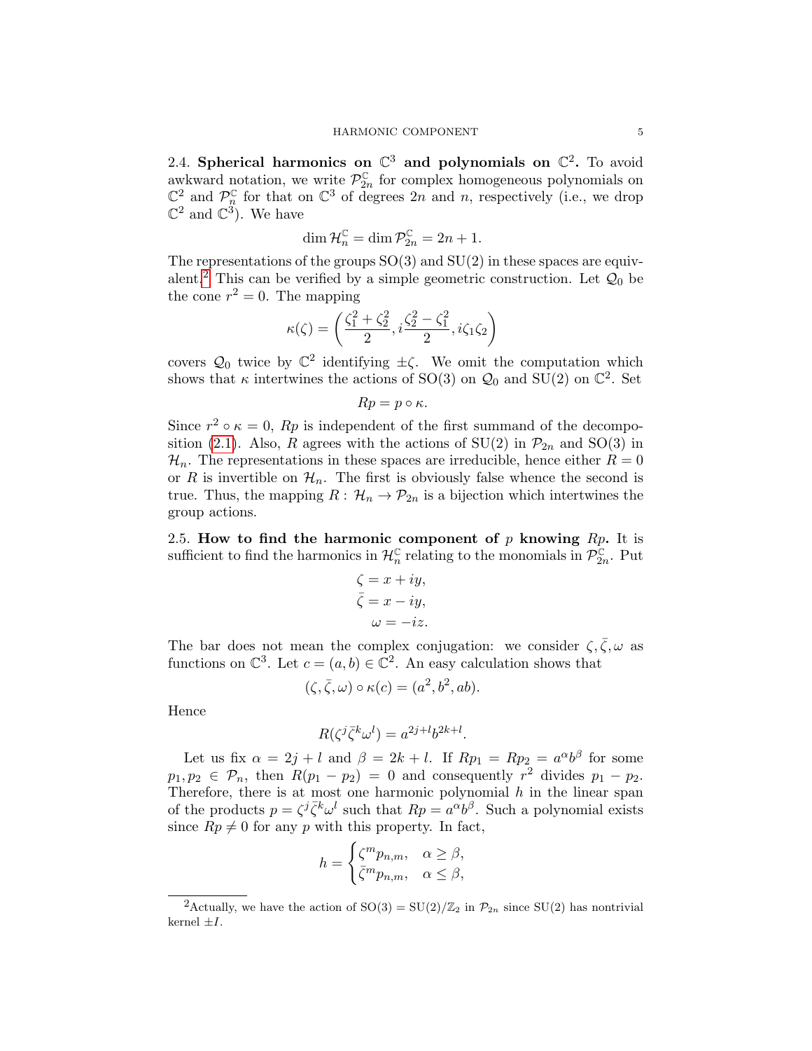2.4. **Spherical harmonics on $\mathbb{C}^3$ and polynomials on $\mathbb{C}^2$.** To avoid awkward notation, we write $\mathcal{P}_{2n}^{\mathbb{C}}$ for complex homogeneous polynomials on $\mathbb{C}^2$ and $\mathcal{P}_n^{\mathbb{C}}$ for that on $\mathbb{C}^3$ of degrees $2n$ and $n$, respectively (i.e., we drop $\mathbb{C}^2$ and $\mathbb{C}^3$). We have

$$\dim \mathcal{H}_n^{\mathbb{C}} = \dim \mathcal{P}_{2n}^{\mathbb{C}} = 2n+1.$$

The representations of the groups $\mathrm{SO}(3)$ and $\mathrm{SU}(2)$ in these spaces are equivalent.[2] This can be verified by a simple geometric construction. Let $\mathcal{Q}_0$ be the cone $r^2 = 0$. The mapping

$$\kappa(\zeta) = \left( \frac{\zeta_1^2 + \zeta_2^2}{2}, i\frac{\zeta_2^2 - \zeta_1^2}{2}, i\zeta_1\zeta_2 \right)$$

covers $\mathcal{Q}_0$ twice by $\mathbb{C}^2$ identifying $\pm\zeta$. We omit the computation which shows that $\kappa$ intertwines the actions of $\mathrm{SO}(3)$ on $\mathcal{Q}_0$ and $\mathrm{SU}(2)$ on $\mathbb{C}^2$. Set

$$Rp = p \circ \kappa.$$

Since $r^2 \circ \kappa = 0$, $Rp$ is independent of the first summand of the decomposition (2.1). Also, $R$ agrees with the actions of $\mathrm{SU}(2)$ in $\mathcal{P}_{2n}$ and $\mathrm{SO}(3)$ in $\mathcal{H}_n$. The representations in these spaces are irreducible, hence either $R = 0$ or $R$ is invertible on $\mathcal{H}_n$. The first is obviously false whence the second is true. Thus, the mapping $R \colon \mathcal{H}_n \to \mathcal{P}_{2n}$ is a bijection which intertwines the group actions.

2.5. **How to find the harmonic component of $p$ knowing $Rp$.** It is sufficient to find the harmonics in $\mathcal{H}_n^{\mathbb{C}}$ relating to the monomials in $\mathcal{P}_{2n}^{\mathbb{C}}$. Put

$$\begin{aligned} \zeta &= x + iy, \\ \bar\zeta &= x - iy, \\ \omega &= -iz. \end{aligned}$$

The bar does not mean the complex conjugation: we consider $\zeta, \bar\zeta, \omega$ as functions on $\mathbb{C}^3$. Let $c = (a, b) \in \mathbb{C}^2$. An easy calculation shows that

$$(\zeta, \bar\zeta, \omega) \circ \kappa(c) = (a^2, b^2, ab).$$

Hence

$$R(\zeta^j \bar\zeta^k \omega^l) = a^{2j+l} b^{2k+l}.$$

Let us fix $\alpha = 2j + l$ and $\beta = 2k + l$. If $Rp_1 = Rp_2 = a^\alpha b^\beta$ for some $p_1, p_2 \in \mathcal{P}_n$, then $R(p_1 - p_2) = 0$ and consequently $r^2$ divides $p_1 - p_2$. Therefore, there is at most one harmonic polynomial $h$ in the linear span of the products $p = \zeta^j \bar\zeta^k \omega^l$ such that $Rp = a^\alpha b^\beta$. Such a polynomial exists since $Rp \neq 0$ for any $p$ with this property. In fact,

$$h = \begin{cases} \zeta^m p_{n,m}, & \alpha \geq \beta, \\ \bar\zeta^m p_{n,m}, & \alpha \leq \beta, \end{cases}$$

[2] Actually, we have the action of $\mathrm{SO}(3) = \mathrm{SU}(2)/\mathbb{Z}_2$ in $\mathcal{P}_{2n}$ since $\mathrm{SU}(2)$ has nontrivial kernel $\pm I$.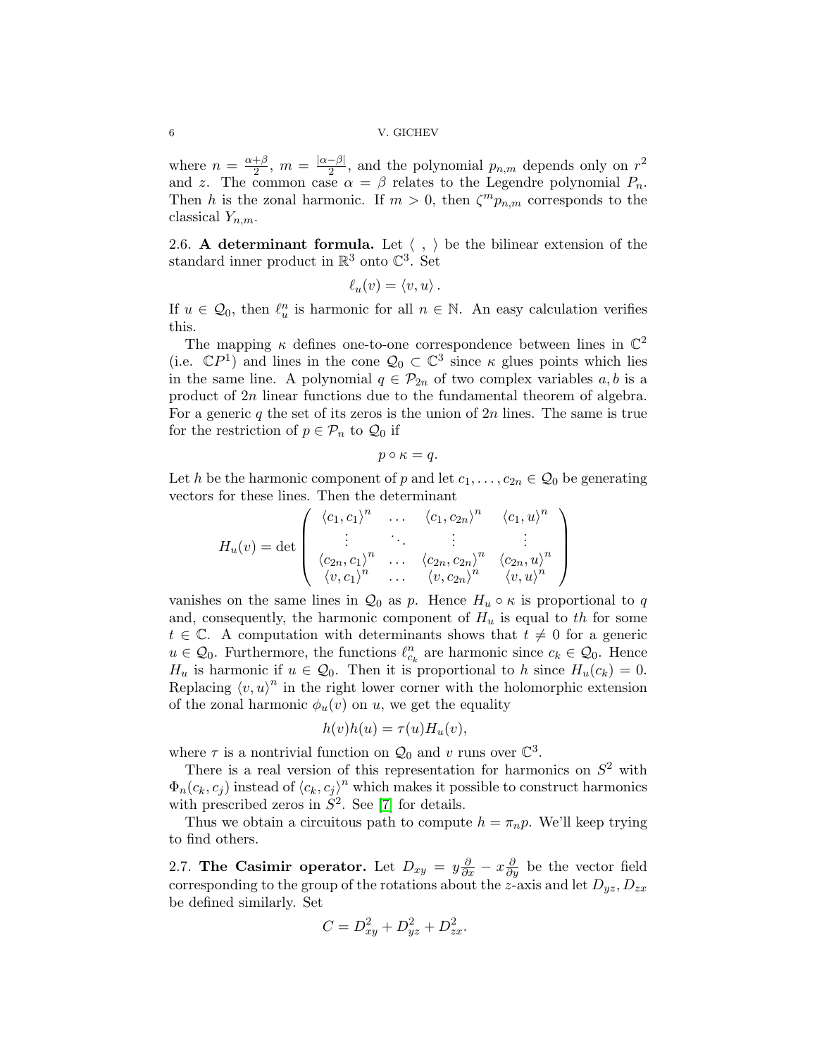where $n = \frac{\alpha+\beta}{2}$, $m = \frac{|\alpha-\beta|}{2}$, and the polynomial $p_{n,m}$ depends only on $r^2$ and $z$. The common case $\alpha = \beta$ relates to the Legendre polynomial $P_n$. Then $h$ is the zonal harmonic. If $m > 0$, then $\zeta^m p_{n,m}$ corresponds to the classical $Y_{n,m}$.

2.6. **A determinant formula.** Let $\langle\ ,\ \rangle$ be the bilinear extension of the standard inner product in $\mathbb{R}^3$ onto $\mathbb{C}^3$. Set

$$\ell_u(v) = \langle v, u\rangle .$$

If $u \in \mathcal{Q}_0$, then $\ell_u^n$ is harmonic for all $n \in \mathbb{N}$. An easy calculation verifies this.

The mapping $\kappa$ defines one-to-one correspondence between lines in $\mathbb{C}^2$ (i.e. $\mathbb{C}P^1$) and lines in the cone $\mathcal{Q}_0 \subset \mathbb{C}^3$ since $\kappa$ glues points which lies in the same line. A polynomial $q \in \mathcal{P}_{2n}$ of two complex variables $a, b$ is a product of $2n$ linear functions due to the fundamental theorem of algebra. For a generic $q$ the set of its zeros is the union of $2n$ lines. The same is true for the restriction of $p \in \mathcal{P}_n$ to $\mathcal{Q}_0$ if

$$p \circ \kappa = q.$$

Let $h$ be the harmonic component of $p$ and let $c_1, \dots, c_{2n} \in \mathcal{Q}_0$ be generating vectors for these lines. Then the determinant

$$H_u(v) = \det \begin{pmatrix} \langle c_1, c_1\rangle^n & \dots & \langle c_1, c_{2n}\rangle^n & \langle c_1, u\rangle^n \\ \vdots & \ddots & \vdots & \vdots \\ \langle c_{2n}, c_1\rangle^n & \dots & \langle c_{2n}, c_{2n}\rangle^n & \langle c_{2n}, u\rangle^n \\ \langle v, c_1\rangle^n & \dots & \langle v, c_{2n}\rangle^n & \langle v, u\rangle^n \end{pmatrix}$$

vanishes on the same lines in $\mathcal{Q}_0$ as $p$. Hence $H_u \circ \kappa$ is proportional to $q$ and, consequently, the harmonic component of $H_u$ is equal to $th$ for some $t \in \mathbb{C}$. A computation with determinants shows that $t \neq 0$ for a generic $u \in \mathcal{Q}_0$. Furthermore, the functions $\ell_{c_k}^n$ are harmonic since $c_k \in \mathcal{Q}_0$. Hence $H_u$ is harmonic if $u \in \mathcal{Q}_0$. Then it is proportional to $h$ since $H_u(c_k) = 0$. Replacing $\langle v, u\rangle^n$ in the right lower corner with the holomorphic extension of the zonal harmonic $\phi_u(v)$ on $u$, we get the equality

$$h(v)h(u) = \tau(u)H_u(v),$$

where $\tau$ is a nontrivial function on $\mathcal{Q}_0$ and $v$ runs over $\mathbb{C}^3$.

There is a real version of this representation for harmonics on $S^2$ with $\Phi_n(c_k, c_j)$ instead of $\langle c_k, c_j\rangle^n$ which makes it possible to construct harmonics with prescribed zeros in $S^2$. See [7] for details.

Thus we obtain a circuitous path to compute $h = \pi_n p$. We'll keep trying to find others.

2.7. **The Casimir operator.** Let $D_{xy} = y\frac{\partial}{\partial x} - x\frac{\partial}{\partial y}$ be the vector field corresponding to the group of the rotations about the $z$-axis and let $D_{yz}, D_{zx}$ be defined similarly. Set

$$C = D_{xy}^2 + D_{yz}^2 + D_{zx}^2.$$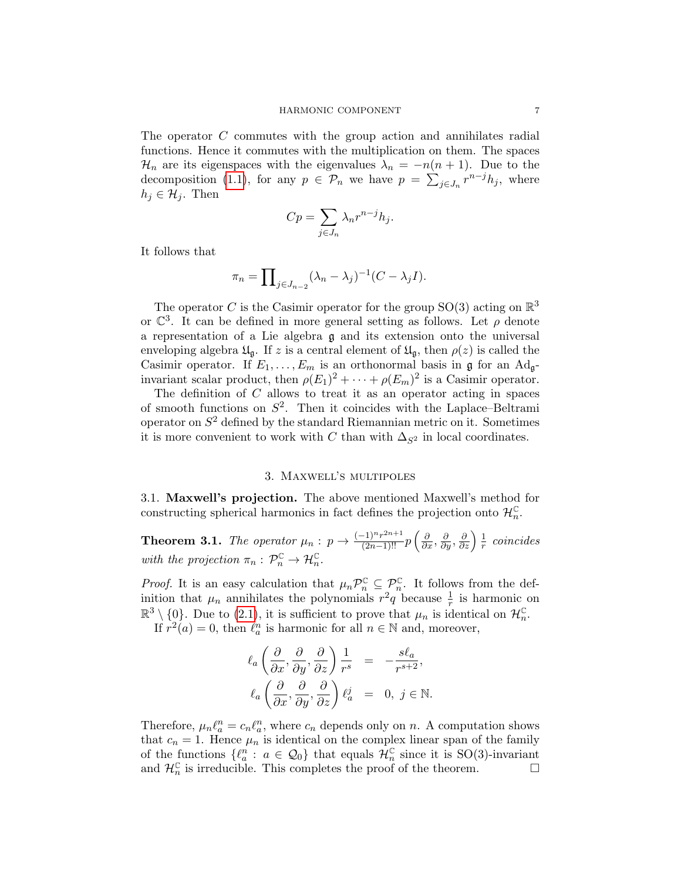The operator $C$ commutes with the group action and annihilates radial functions. Hence it commutes with the multiplication on them. The spaces $\mathcal{H}_n$ are its eigenspaces with the eigenvalues $\lambda_n = -n(n+1)$. Due to the decomposition (1.1), for any $p \in \mathcal{P}_n$ we have $p = \sum_{j \in J_n} r^{n-j} h_j$, where $h_j \in \mathcal{H}_j$. Then

$$Cp = \sum_{j \in J_n} \lambda_n r^{n-j} h_j.$$

It follows that

$$\pi_n = \prod\nolimits_{j \in J_{n-2}} (\lambda_n - \lambda_j)^{-1} (C - \lambda_j I).$$

The operator $C$ is the Casimir operator for the group $\mathrm{SO}(3)$ acting on $\mathbb{R}^3$ or $\mathbb{C}^3$. It can be defined in more general setting as follows. Let $\rho$ denote a representation of a Lie algebra $\mathfrak{g}$ and its extension onto the universal enveloping algebra $\mathfrak{U}_{\mathfrak{g}}$. If $z$ is a central element of $\mathfrak{U}_{\mathfrak{g}}$, then $\rho(z)$ is called the Casimir operator. If $E_1, \dots, E_m$ is an orthonormal basis in $\mathfrak{g}$ for an $\mathrm{Ad}_{\mathfrak{g}}$-invariant scalar product, then $\rho(E_1)^2 + \cdots + \rho(E_m)^2$ is a Casimir operator.

The definition of $C$ allows to treat it as an operator acting in spaces of smooth functions on $S^2$. Then it coincides with the Laplace–Beltrami operator on $S^2$ defined by the standard Riemannian metric on it. Sometimes it is more convenient to work with $C$ than with $\Delta_{S^2}$ in local coordinates.

## 3. Maxwell's multipoles

**3.1. Maxwell's projection.** The above mentioned Maxwell's method for constructing spherical harmonics in fact defines the projection onto $\mathcal{H}_n^{\mathbb{C}}$.

**Theorem 3.1.** *The operator* $\mu_n : p \to \frac{(-1)^n r^{2n+1}}{(2n-1)!!} p\left(\frac{\partial}{\partial x}, \frac{\partial}{\partial y}, \frac{\partial}{\partial z}\right) \frac{1}{r}$ *coincides with the projection* $\pi_n : \mathcal{P}_n^{\mathbb{C}} \to \mathcal{H}_n^{\mathbb{C}}$.

*Proof.* It is an easy calculation that $\mu_n \mathcal{P}_n^{\mathbb{C}} \subseteq \mathcal{P}_n^{\mathbb{C}}$. It follows from the definition that $\mu_n$ annihilates the polynomials $r^2 q$ because $\frac{1}{r}$ is harmonic on $\mathbb{R}^3 \setminus \{0\}$. Due to (2.1), it is sufficient to prove that $\mu_n$ is identical on $\mathcal{H}_n^{\mathbb{C}}$.

If $r^2(a) = 0$, then $\ell_a^n$ is harmonic for all $n \in \mathbb{N}$ and, moreover,

$$\begin{aligned} \ell_a\left(\frac{\partial}{\partial x}, \frac{\partial}{\partial y}, \frac{\partial}{\partial z}\right) \frac{1}{r^s} &= -\frac{s \ell_a}{r^{s+2}}, \\ \ell_a\left(\frac{\partial}{\partial x}, \frac{\partial}{\partial y}, \frac{\partial}{\partial z}\right) \ell_a^j &= 0, \; j \in \mathbb{N}. \end{aligned}$$

Therefore, $\mu_n \ell_a^n = c_n \ell_a^n$, where $c_n$ depends only on $n$. A computation shows that $c_n = 1$. Hence $\mu_n$ is identical on the complex linear span of the family of the functions $\{\ell_a^n : a \in \mathcal{Q}_0\}$ that equals $\mathcal{H}_n^{\mathbb{C}}$ since it is $\mathrm{SO}(3)$-invariant and $\mathcal{H}_n^{\mathbb{C}}$ is irreducible. This completes the proof of the theorem. $\square$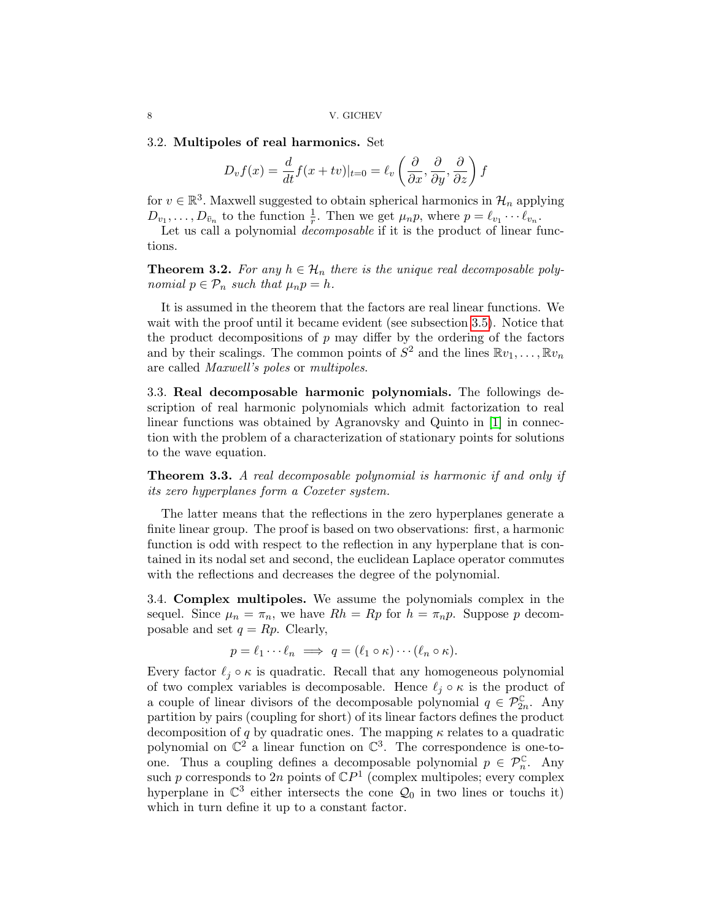### 3.2. **Multipoles of real harmonics.**

Set

$$D_v f(x) = \frac{d}{dt} f(x + tv)|_{t=0} = \ell_v\left(\frac{\partial}{\partial x}, \frac{\partial}{\partial y}, \frac{\partial}{\partial z}\right) f$$

for $v \in \mathbb{R}^3$. Maxwell suggested to obtain spherical harmonics in $\mathcal{H}_n$ applying $D_{v_1}, \dots, D_{\bar{v}_n}$ to the function $\frac{1}{r}$. Then we get $\mu_n p$, where $p = \ell_{v_1} \cdots \ell_{v_n}$.

Let us call a polynomial *decomposable* if it is the product of linear functions.

**Theorem 3.2.** *For any $h \in \mathcal{H}_n$ there is the unique real decomposable polynomial $p \in \mathcal{P}_n$ such that $\mu_n p = h$.*

It is assumed in the theorem that the factors are real linear functions. We wait with the proof until it became evident (see subsection 3.5). Notice that the product decompositions of $p$ may differ by the ordering of the factors and by their scalings. The common points of $S^2$ and the lines $\mathbb{R}v_1, \dots, \mathbb{R}v_n$ are called *Maxwell's poles* or *multipoles*.

### 3.3. **Real decomposable harmonic polynomials.**

The followings description of real harmonic polynomials which admit factorization to real linear functions was obtained by Agranovsky and Quinto in [1] in connection with the problem of a characterization of stationary points for solutions to the wave equation.

**Theorem 3.3.** *A real decomposable polynomial is harmonic if and only if its zero hyperplanes form a Coxeter system.*

The latter means that the reflections in the zero hyperplanes generate a finite linear group. The proof is based on two observations: first, a harmonic function is odd with respect to the reflection in any hyperplane that is contained in its nodal set and second, the euclidean Laplace operator commutes with the reflections and decreases the degree of the polynomial.

### 3.4. **Complex multipoles.**

We assume the polynomials complex in the sequel. Since $\mu_n = \pi_n$, we have $Rh = Rp$ for $h = \pi_n p$. Suppose $p$ decomposable and set $q = Rp$. Clearly,

$$p = \ell_1 \cdots \ell_n \implies q = (\ell_1 \circ \kappa) \cdots (\ell_n \circ \kappa).$$

Every factor $\ell_j \circ \kappa$ is quadratic. Recall that any homogeneous polynomial of two complex variables is decomposable. Hence $\ell_j \circ \kappa$ is the product of a couple of linear divisors of the decomposable polynomial $q \in \mathcal{P}^{\mathbb{C}}_{2n}$. Any partition by pairs (coupling for short) of its linear factors defines the product decomposition of $q$ by quadratic ones. The mapping $\kappa$ relates to a quadratic polynomial on $\mathbb{C}^2$ a linear function on $\mathbb{C}^3$. The correspondence is one-to-one. Thus a coupling defines a decomposable polynomial $p \in \mathcal{P}^{\mathbb{C}}_n$. Any such $p$ corresponds to $2n$ points of $\mathbb{C}P^1$ (complex multipoles; every complex hyperplane in $\mathbb{C}^3$ either intersects the cone $\mathcal{Q}_0$ in two lines or touchs it) which in turn define it up to a constant factor.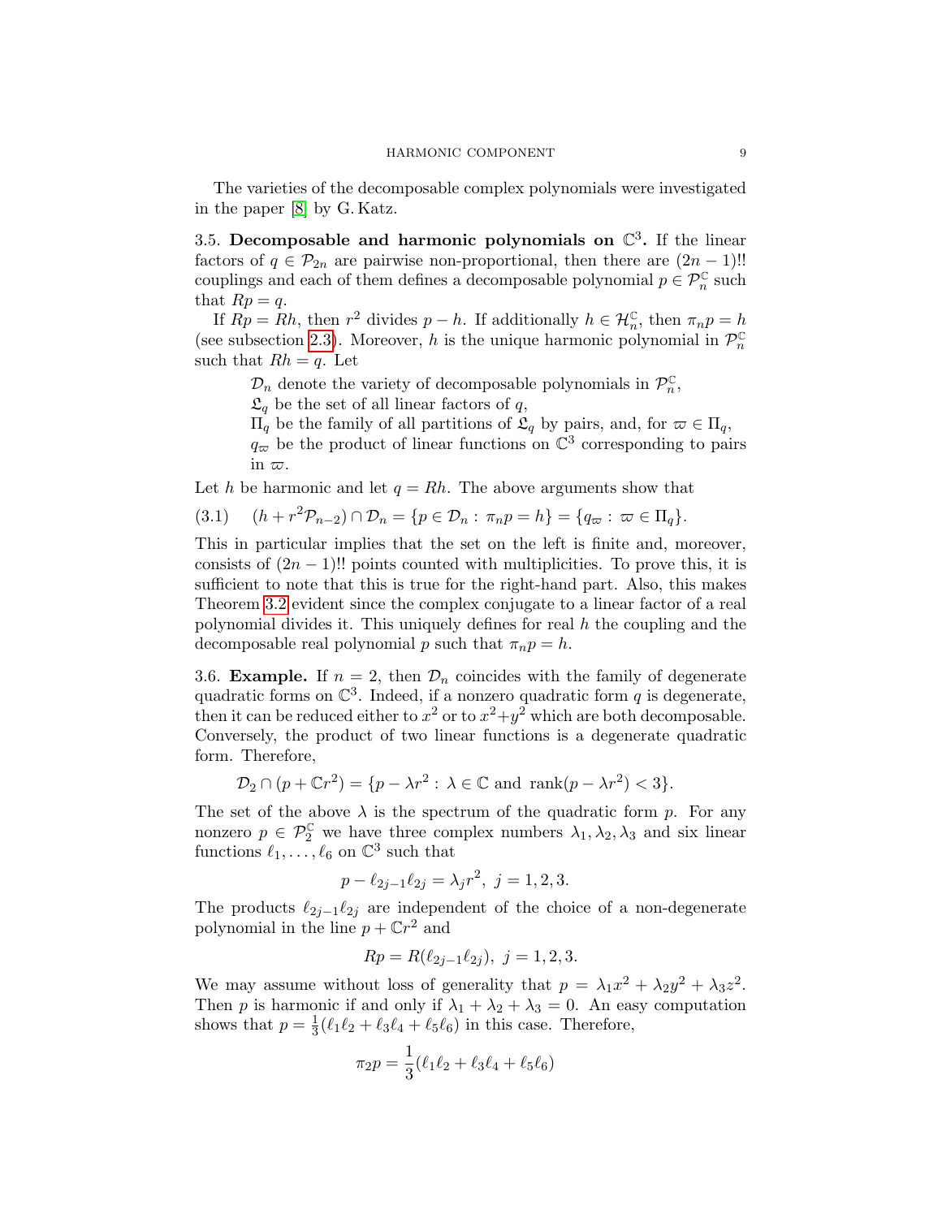The varieties of the decomposable complex polynomials were investigated in the paper [8] by G. Katz.

**3.5. Decomposable and harmonic polynomials on $\mathbb{C}^3$.** If the linear factors of $q \in \mathcal{P}_{2n}$ are pairwise non-proportional, then there are $(2n-1)!!$ couplings and each of them defines a decomposable polynomial $p \in \mathcal{P}_n^{\mathbb{C}}$ such that $Rp = q$.

If $Rp = Rh$, then $r^2$ divides $p - h$. If additionally $h \in \mathcal{H}_n^{\mathbb{C}}$, then $\pi_n p = h$ (see subsection 2.3). Moreover, $h$ is the unique harmonic polynomial in $\mathcal{P}_n^{\mathbb{C}}$ such that $Rh = q$. Let

$\mathcal{D}_n$ denote the variety of decomposable polynomials in $\mathcal{P}_n^{\mathbb{C}}$,
$\mathfrak{L}_q$ be the set of all linear factors of $q$,
$\Pi_q$ be the family of all partitions of $\mathfrak{L}_q$ by pairs, and, for $\varpi \in \Pi_q$,
$q_\varpi$ be the product of linear functions on $\mathbb{C}^3$ corresponding to pairs in $\varpi$.

Let $h$ be harmonic and let $q = Rh$. The above arguments show that

$$(3.1) \qquad (h + r^2\mathcal{P}_{n-2}) \cap \mathcal{D}_n = \{p \in \mathcal{D}_n : \pi_n p = h\} = \{q_\varpi : \varpi \in \Pi_q\}.$$

This in particular implies that the set on the left is finite and, moreover, consists of $(2n-1)!!$ points counted with multiplicities. To prove this, it is sufficient to note that this is true for the right-hand part. Also, this makes Theorem 3.2 evident since the complex conjugate to a linear factor of a real polynomial divides it. This uniquely defines for real $h$ the coupling and the decomposable real polynomial $p$ such that $\pi_n p = h$.

**3.6. Example.** If $n = 2$, then $\mathcal{D}_n$ coincides with the family of degenerate quadratic forms on $\mathbb{C}^3$. Indeed, if a nonzero quadratic form $q$ is degenerate, then it can be reduced either to $x^2$ or to $x^2+y^2$ which are both decomposable. Conversely, the product of two linear functions is a degenerate quadratic form. Therefore,

$$\mathcal{D}_2 \cap (p + \mathbb{C}r^2) = \{p - \lambda r^2 : \lambda \in \mathbb{C} \text{ and } \operatorname{rank}(p - \lambda r^2) < 3\}.$$

The set of the above $\lambda$ is the spectrum of the quadratic form $p$. For any nonzero $p \in \mathcal{P}_2^{\mathbb{C}}$ we have three complex numbers $\lambda_1, \lambda_2, \lambda_3$ and six linear functions $\ell_1, \dots, \ell_6$ on $\mathbb{C}^3$ such that

$$p - \ell_{2j-1}\ell_{2j} = \lambda_j r^2, \ j = 1, 2, 3.$$

The products $\ell_{2j-1}\ell_{2j}$ are independent of the choice of a non-degenerate polynomial in the line $p + \mathbb{C}r^2$ and

$$Rp = R(\ell_{2j-1}\ell_{2j}), \ j = 1, 2, 3.$$

We may assume without loss of generality that $p = \lambda_1 x^2 + \lambda_2 y^2 + \lambda_3 z^2$. Then $p$ is harmonic if and only if $\lambda_1 + \lambda_2 + \lambda_3 = 0$. An easy computation shows that $p = \frac{1}{3}(\ell_1\ell_2 + \ell_3\ell_4 + \ell_5\ell_6)$ in this case. Therefore,

$$\pi_2 p = \frac{1}{3}(\ell_1\ell_2 + \ell_3\ell_4 + \ell_5\ell_6)$$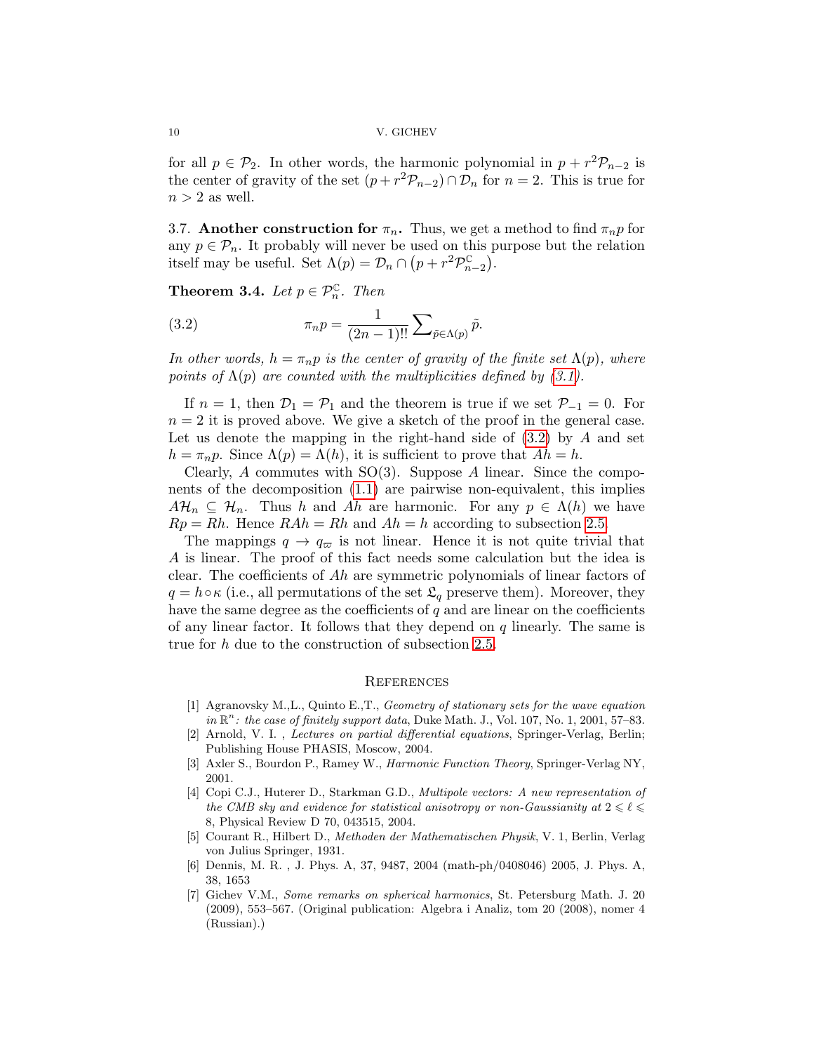for all $p \in \mathcal{P}_2$. In other words, the harmonic polynomial in $p + r^2\mathcal{P}_{n-2}$ is the center of gravity of the set $(p + r^2\mathcal{P}_{n-2}) \cap \mathcal{D}_n$ for $n = 2$. This is true for $n > 2$ as well.

**3.7. Another construction for $\pi_n$.** Thus, we get a method to find $\pi_n p$ for any $p \in \mathcal{P}_n$. It probably will never be used on this purpose but the relation itself may be useful. Set $\Lambda(p) = \mathcal{D}_n \cap \left(p + r^2\mathcal{P}^{\mathbb{C}}_{n-2}\right)$.

**Theorem 3.4.** *Let $p \in \mathcal{P}^{\mathbb{C}}_n$. Then*

$$\pi_n p = \frac{1}{(2n-1)!!} \sum\nolimits_{\tilde{p} \in \Lambda(p)} \tilde{p}. \tag{3.2}$$

*In other words, $h = \pi_n p$ is the center of gravity of the finite set $\Lambda(p)$, where points of $\Lambda(p)$ are counted with the multiplicities defined by (3.1).*

If $n = 1$, then $\mathcal{D}_1 = \mathcal{P}_1$ and the theorem is true if we set $\mathcal{P}_{-1} = 0$. For $n = 2$ it is proved above. We give a sketch of the proof in the general case. Let us denote the mapping in the right-hand side of (3.2) by $A$ and set $h = \pi_n p$. Since $\Lambda(p) = \Lambda(h)$, it is sufficient to prove that $Ah = h$.

Clearly, $A$ commutes with $\mathrm{SO}(3)$. Suppose $A$ linear. Since the components of the decomposition (1.1) are pairwise non-equivalent, this implies $A\mathcal{H}_n \subseteq \mathcal{H}_n$. Thus $h$ and $Ah$ are harmonic. For any $p \in \Lambda(h)$ we have $Rp = Rh$. Hence $RAh = Rh$ and $Ah = h$ according to subsection 2.5.

The mappings $q \to q_{\varpi}$ is not linear. Hence it is not quite trivial that $A$ is linear. The proof of this fact needs some calculation but the idea is clear. The coefficients of $Ah$ are symmetric polynomials of linear factors of $q = h \circ \kappa$ (i.e., all permutations of the set $\mathfrak{L}_q$ preserve them). Moreover, they have the same degree as the coefficients of $q$ and are linear on the coefficients of any linear factor. It follows that they depend on $q$ linearly. The same is true for $h$ due to the construction of subsection 2.5.

## References

[1] Agranovsky M.,L., Quinto E.,T., *Geometry of stationary sets for the wave equation in $\mathbb{R}^n$: the case of finitely support data*, Duke Math. J., Vol. 107, No. 1, 2001, 57–83.

[2] Arnold, V. I. , *Lectures on partial differential equations*, Springer-Verlag, Berlin; Publishing House PHASIS, Moscow, 2004.

[3] Axler S., Bourdon P., Ramey W., *Harmonic Function Theory*, Springer-Verlag NY, 2001.

[4] Copi C.J., Huterer D., Starkman G.D., *Multipole vectors: A new representation of the CMB sky and evidence for statistical anisotropy or non-Gaussianity at $2 \leqslant \ell \leqslant 8$*, Physical Review D 70, 043515, 2004.

[5] Courant R., Hilbert D., *Methoden der Mathematischen Physik*, V. 1, Berlin, Verlag von Julius Springer, 1931.

[6] Dennis, M. R. , J. Phys. A, 37, 9487, 2004 (math-ph/0408046) 2005, J. Phys. A, 38, 1653

[7] Gichev V.M., *Some remarks on spherical harmonics*, St. Petersburg Math. J. 20 (2009), 553–567. (Original publication: Algebra i Analiz, tom 20 (2008), nomer 4 (Russian).)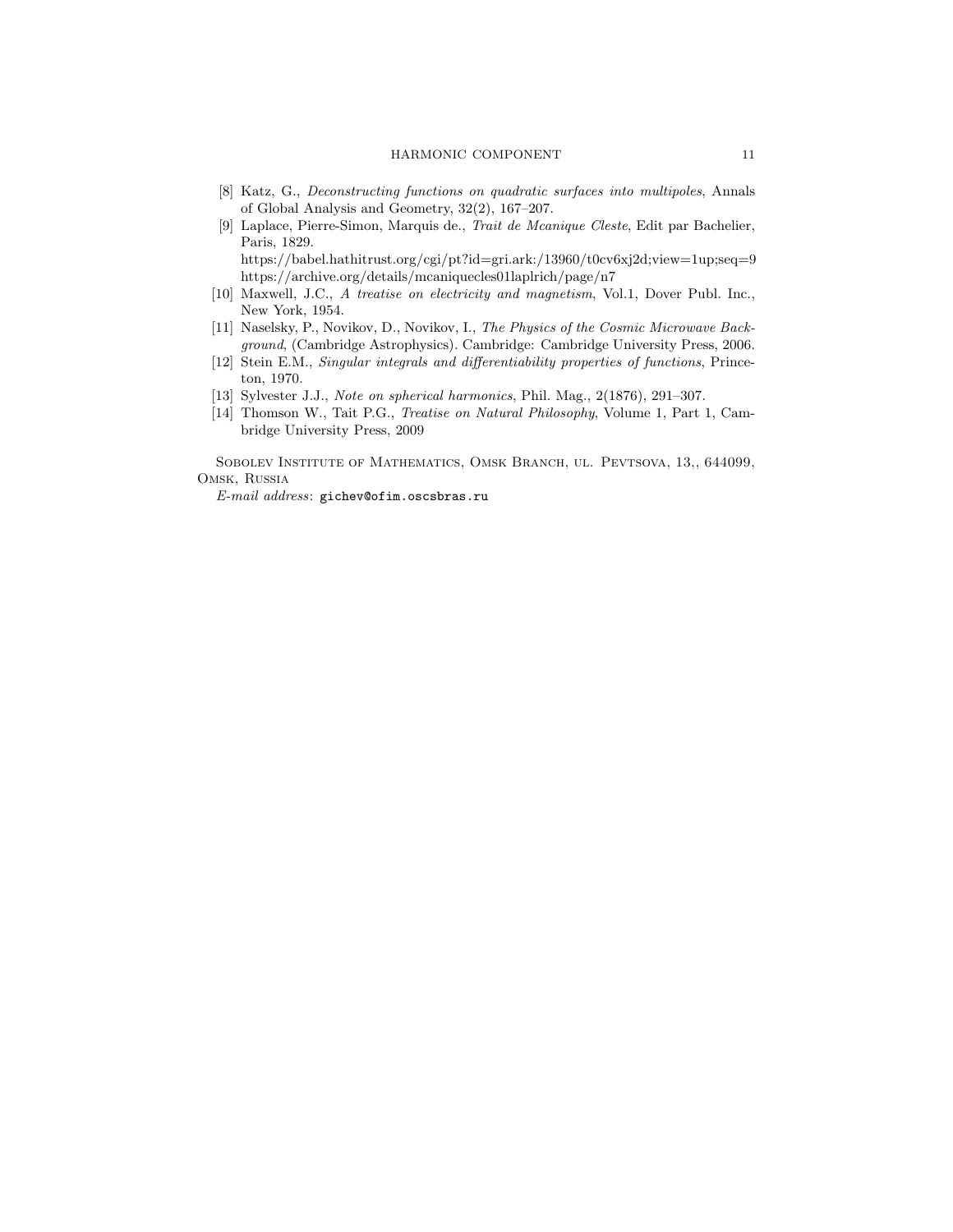[8] Katz, G., *Deconstructing functions on quadratic surfaces into multipoles*, Annals of Global Analysis and Geometry, 32(2), 167–207.

[9] Laplace, Pierre-Simon, Marquis de., *Trait de Mcanique Cleste*, Edit par Bachelier, Paris, 1829.
https://babel.hathitrust.org/cgi/pt?id=gri.ark:/13960/t0cv6xj2d;view=1up;seq=9
https://archive.org/details/mcaniquecles01laplrich/page/n7

[10] Maxwell, J.C., *A treatise on electricity and magnetism*, Vol.1, Dover Publ. Inc., New York, 1954.

[11] Naselsky, P., Novikov, D., Novikov, I., *The Physics of the Cosmic Microwave Background*, (Cambridge Astrophysics). Cambridge: Cambridge University Press, 2006.

[12] Stein E.M., *Singular integrals and differentiability properties of functions*, Princeton, 1970.

[13] Sylvester J.J., *Note on spherical harmonics*, Phil. Mag., 2(1876), 291–307.

[14] Thomson W., Tait P.G., *Treatise on Natural Philosophy*, Volume 1, Part 1, Cambridge University Press, 2009

Sobolev Institute of Mathematics, Omsk Branch, ul. Pevtsova, 13,, 644099, Omsk, Russia

*E-mail address*: gichev@ofim.oscsbras.ru